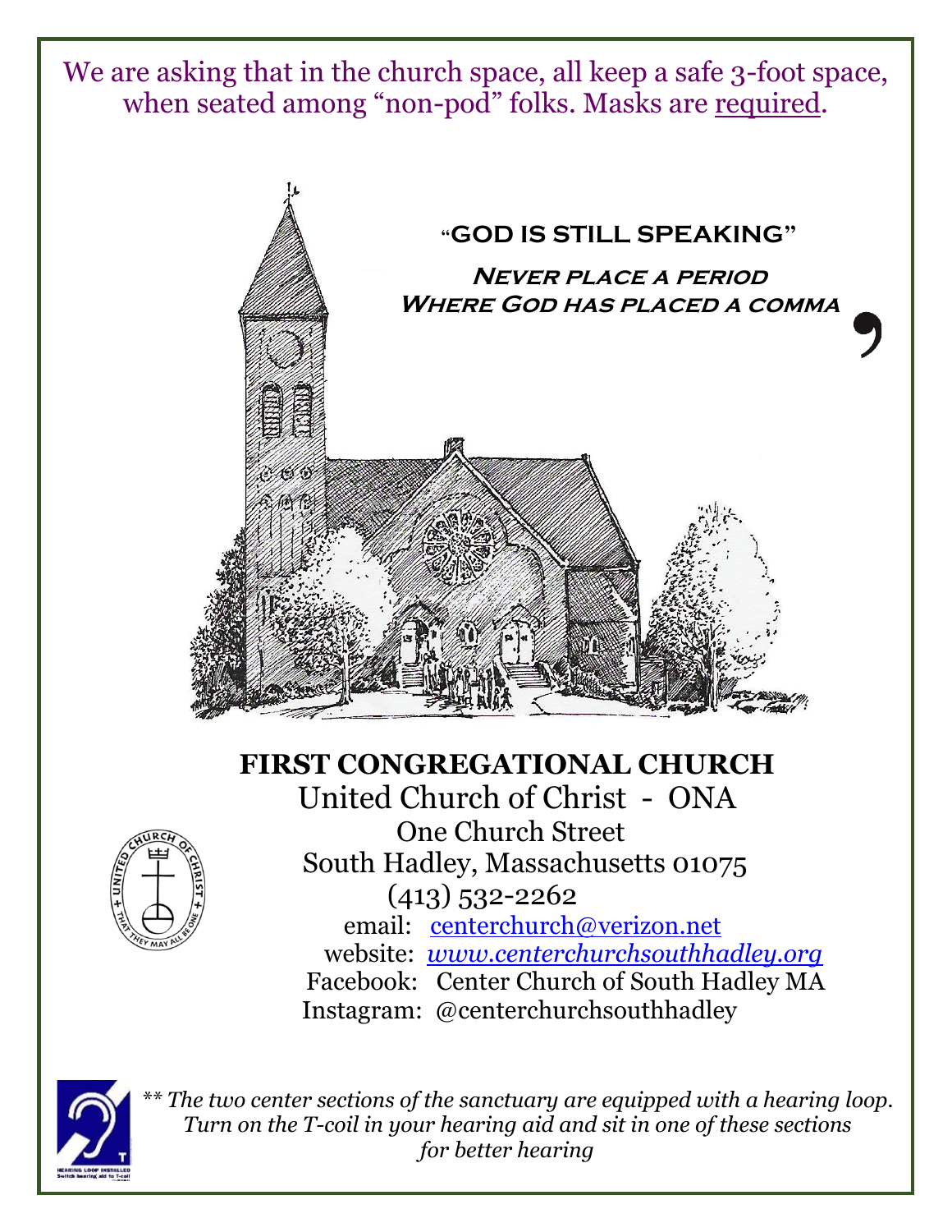We are asking that in the church space, all keep a safe 3-foot space, when seated among "non-pod" folks. Masks are required.

**"GOD IS STILL SPEAKING"**

***Never place a period***
***Where God has placed a comma*** **,**

# FIRST CONGREGATIONAL CHURCH

United Church of Christ - ONA
One Church Street
South Hadley, Massachusetts 01075
(413) 532-2262
email: centerchurch@verizon.net
website: *www.centerchurchsouthhadley.org*
Facebook: Center Church of South Hadley MA
Instagram: @centerchurchsouthhadley

*\** The two center sections of the sanctuary are equipped with a hearing loop. Turn on the T-coil in your hearing aid and sit in one of these sections for better hearing*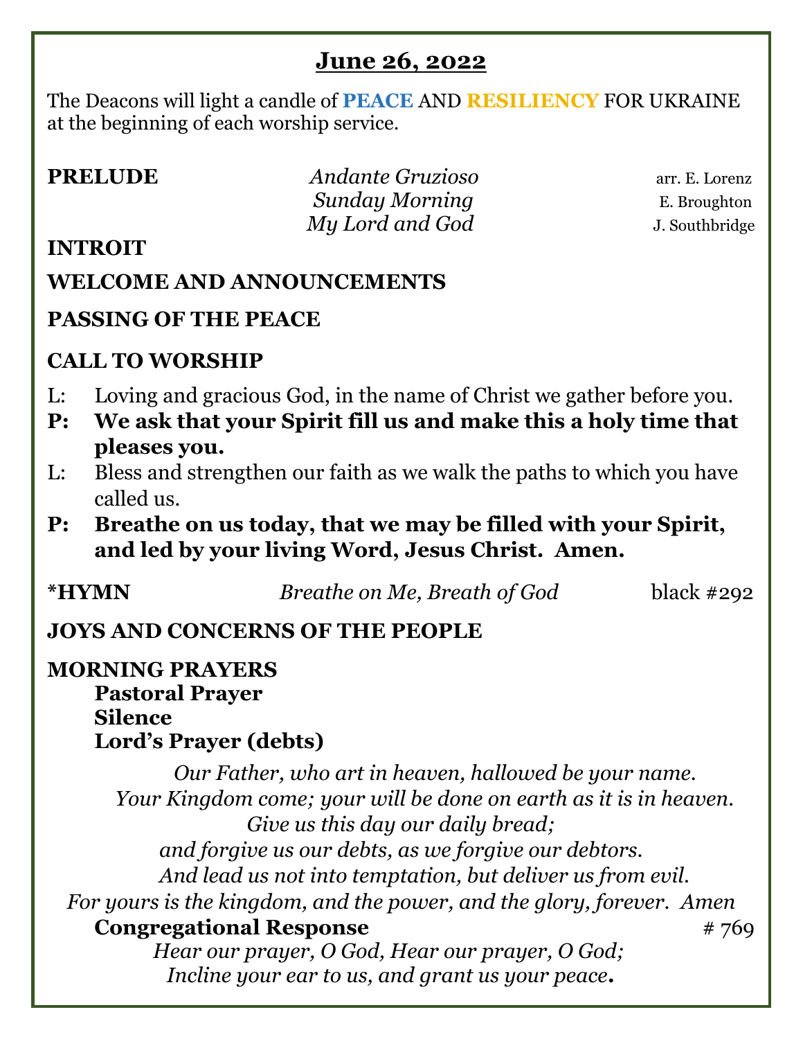## June 26, 2022

The Deacons will light a candle of **PEACE** AND **RESILIENCY** FOR UKRAINE at the beginning of each worship service.

**PRELUDE** *Andante Gruzioso* arr. E. Lorenz
*Sunday Morning* E. Broughton
*My Lord and God* J. Southbridge

**INTROIT**

**WELCOME AND ANNOUNCEMENTS**

**PASSING OF THE PEACE**

**CALL TO WORSHIP**

L: Loving and gracious God, in the name of Christ we gather before you.

**P: We ask that your Spirit fill us and make this a holy time that pleases you.**

L: Bless and strengthen our faith as we walk the paths to which you have called us.

**P: Breathe on us today, that we may be filled with your Spirit, and led by your living Word, Jesus Christ. Amen.**

**\*HYMN** *Breathe on Me, Breath of God* black #292

**JOYS AND CONCERNS OF THE PEOPLE**

**MORNING PRAYERS**

**Pastoral Prayer**

**Silence**

**Lord's Prayer (debts)**

*Our Father, who art in heaven, hallowed be your name.*
*Your Kingdom come; your will be done on earth as it is in heaven.*
*Give us this day our daily bread;*
*and forgive us our debts, as we forgive our debtors.*
*And lead us not into temptation, but deliver us from evil.*
*For yours is the kingdom, and the power, and the glory, forever. Amen*

**Congregational Response** # 769

*Hear our prayer, O God, Hear our prayer, O God;*
*Incline your ear to us, and grant us your peace.*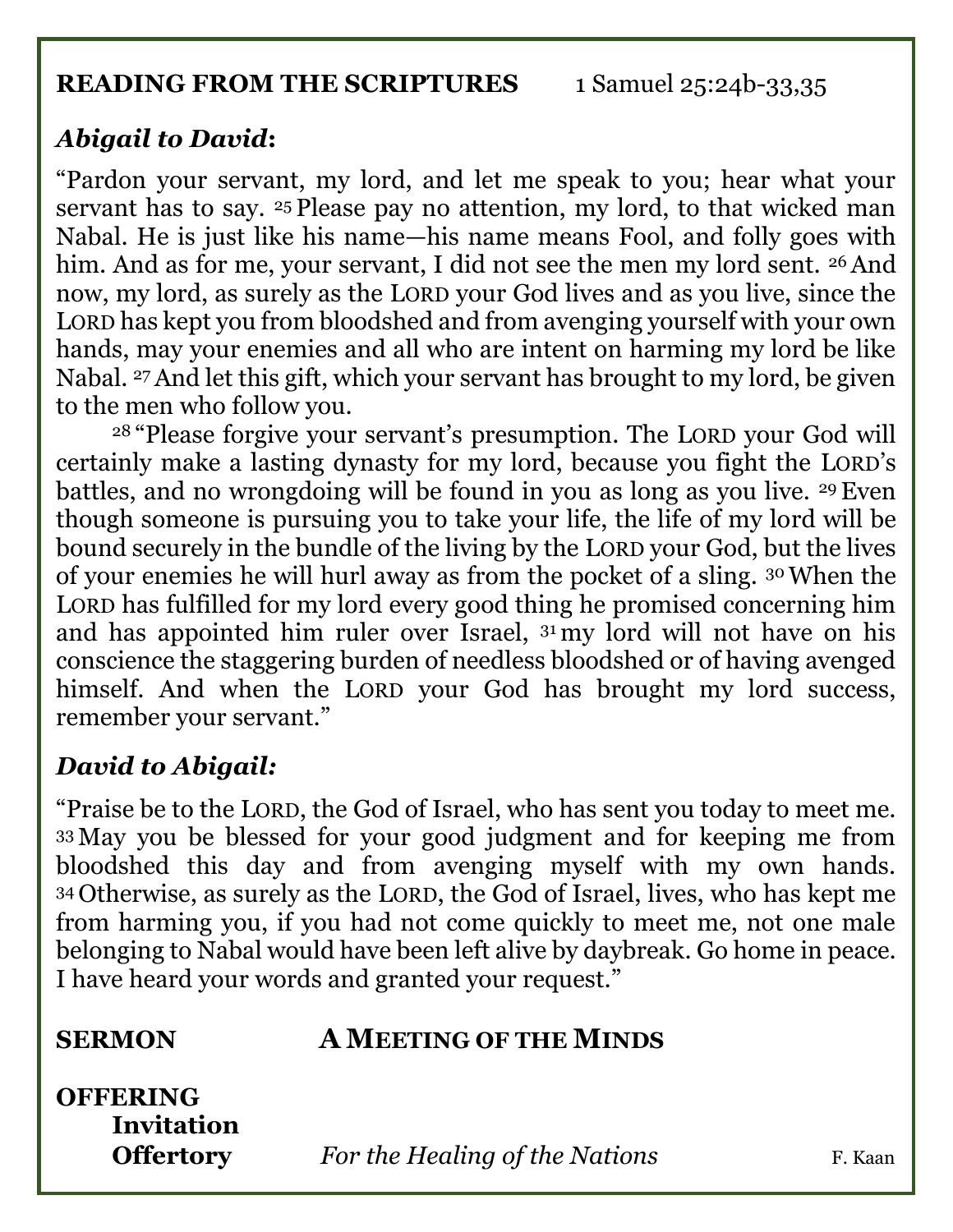**READING FROM THE SCRIPTURES** 1 Samuel 25:24b-33,35

***Abigail to David*:**

"Pardon your servant, my lord, and let me speak to you; hear what your servant has to say. [25] Please pay no attention, my lord, to that wicked man Nabal. He is just like his name—his name means Fool, and folly goes with him. And as for me, your servant, I did not see the men my lord sent. [26] And now, my lord, as surely as the LORD your God lives and as you live, since the LORD has kept you from bloodshed and from avenging yourself with your own hands, may your enemies and all who are intent on harming my lord be like Nabal. [27] And let this gift, which your servant has brought to my lord, be given to the men who follow you.

[28] "Please forgive your servant's presumption. The LORD your God will certainly make a lasting dynasty for my lord, because you fight the LORD's battles, and no wrongdoing will be found in you as long as you live. [29] Even though someone is pursuing you to take your life, the life of my lord will be bound securely in the bundle of the living by the LORD your God, but the lives of your enemies he will hurl away as from the pocket of a sling. [30] When the LORD has fulfilled for my lord every good thing he promised concerning him and has appointed him ruler over Israel, [31] my lord will not have on his conscience the staggering burden of needless bloodshed or of having avenged himself. And when the LORD your God has brought my lord success, remember your servant."

***David to Abigail:***

"Praise be to the LORD, the God of Israel, who has sent you today to meet me. [33] May you be blessed for your good judgment and for keeping me from bloodshed this day and from avenging myself with my own hands. [34] Otherwise, as surely as the LORD, the God of Israel, lives, who has kept me from harming you, if you had not come quickly to meet me, not one male belonging to Nabal would have been left alive by daybreak. Go home in peace. I have heard your words and granted your request."

**SERMON** **A MEETING OF THE MINDS**

**OFFERING**
**Invitation**
**Offertory** *For the Healing of the Nations* F. Kaan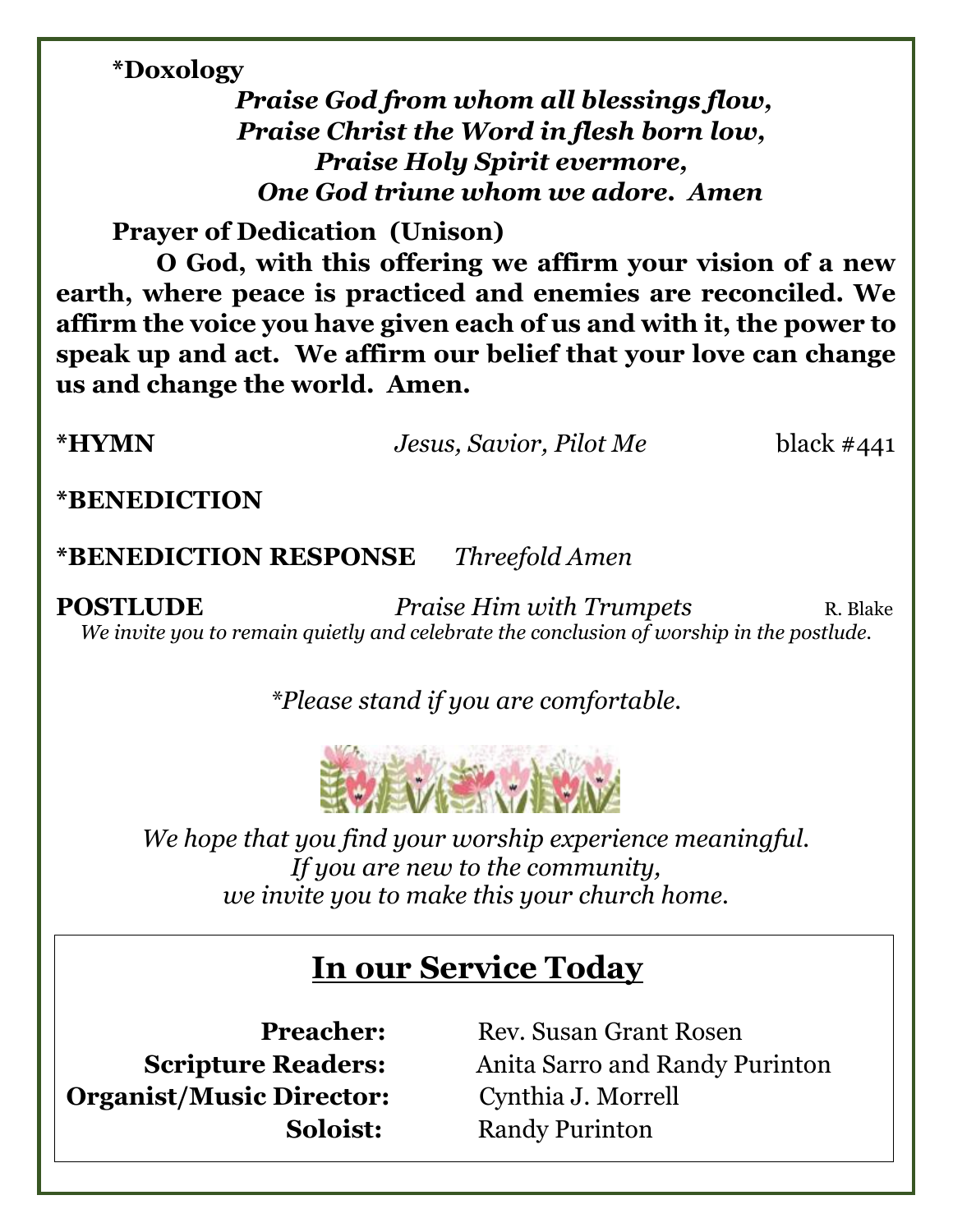**\*Doxology**

***Praise God from whom all blessings flow,***
***Praise Christ the Word in flesh born low,***
***Praise Holy Spirit evermore,***
***One God triune whom we adore. Amen***

**Prayer of Dedication (Unison)**

**O God, with this offering we affirm your vision of a new earth, where peace is practiced and enemies are reconciled. We affirm the voice you have given each of us and with it, the power to speak up and act. We affirm our belief that your love can change us and change the world. Amen.**

**\*HYMN** *Jesus, Savior, Pilot Me* black #441

**\*BENEDICTION**

**\*BENEDICTION RESPONSE** *Threefold Amen*

**POSTLUDE** *Praise Him with Trumpets* R. Blake

*We invite you to remain quietly and celebrate the conclusion of worship in the postlude.*

*\*Please stand if you are comfortable.*

*We hope that you find your worship experience meaningful.*
*If you are new to the community,*
*we invite you to make this your church home.*

## In our Service Today

**Preacher:** Rev. Susan Grant Rosen
**Scripture Readers:** Anita Sarro and Randy Purinton
**Organist/Music Director:** Cynthia J. Morrell
**Soloist:** Randy Purinton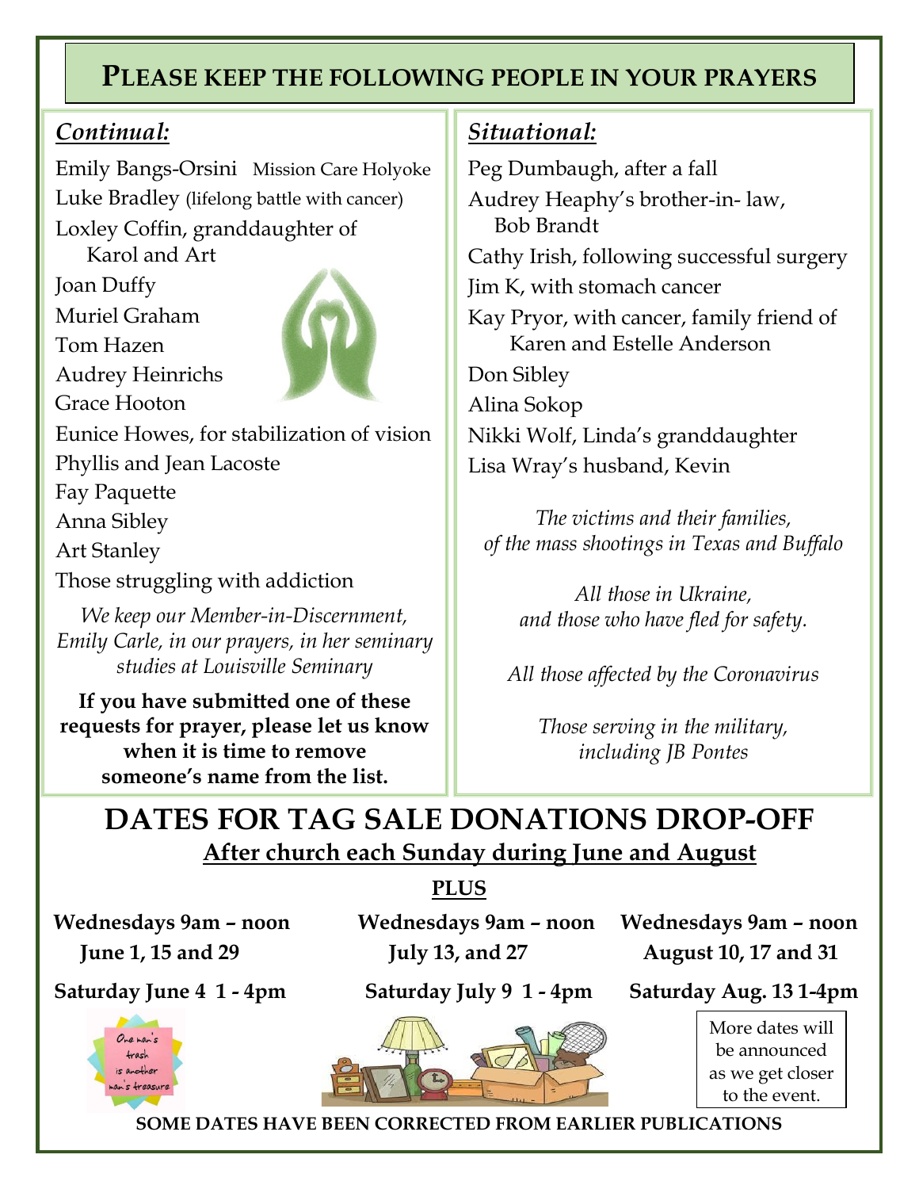# Please keep the following people in your prayers

## *Continual:*

Emily Bangs-Orsini Mission Care Holyoke
Luke Bradley (lifelong battle with cancer)
Loxley Coffin, granddaughter of Karol and Art
Joan Duffy
Muriel Graham
Tom Hazen
Audrey Heinrichs
Grace Hooton
Eunice Howes, for stabilization of vision
Phyllis and Jean Lacoste
Fay Paquette
Anna Sibley
Art Stanley
Those struggling with addiction

*We keep our Member-in-Discernment, Emily Carle, in our prayers, in her seminary studies at Louisville Seminary*

**If you have submitted one of these requests for prayer, please let us know when it is time to remove someone's name from the list.**

## *Situational:*

Peg Dumbaugh, after a fall
Audrey Heaphy's brother-in- law, Bob Brandt
Cathy Irish, following successful surgery
Jim K, with stomach cancer
Kay Pryor, with cancer, family friend of Karen and Estelle Anderson
Don Sibley
Alina Sokop
Nikki Wolf, Linda's granddaughter
Lisa Wray's husband, Kevin

*The victims and their families, of the mass shootings in Texas and Buffalo*

*All those in Ukraine, and those who have fled for safety.*

*All those affected by the Coronavirus*

*Those serving in the military, including JB Pontes*

# DATES FOR TAG SALE DONATIONS DROP-OFF

**After church each Sunday during June and August**

**PLUS**

**Wednesdays 9am – noon**
**June 1, 15 and 29**

**Saturday June 4 1 - 4pm**

**Wednesdays 9am – noon**
**July 13, and 27**

**Saturday July 9 1 - 4pm**

**Wednesdays 9am – noon**
**August 10, 17 and 31**

**Saturday Aug. 13 1-4pm**

More dates will be announced as we get closer to the event.

**SOME DATES HAVE BEEN CORRECTED FROM EARLIER PUBLICATIONS**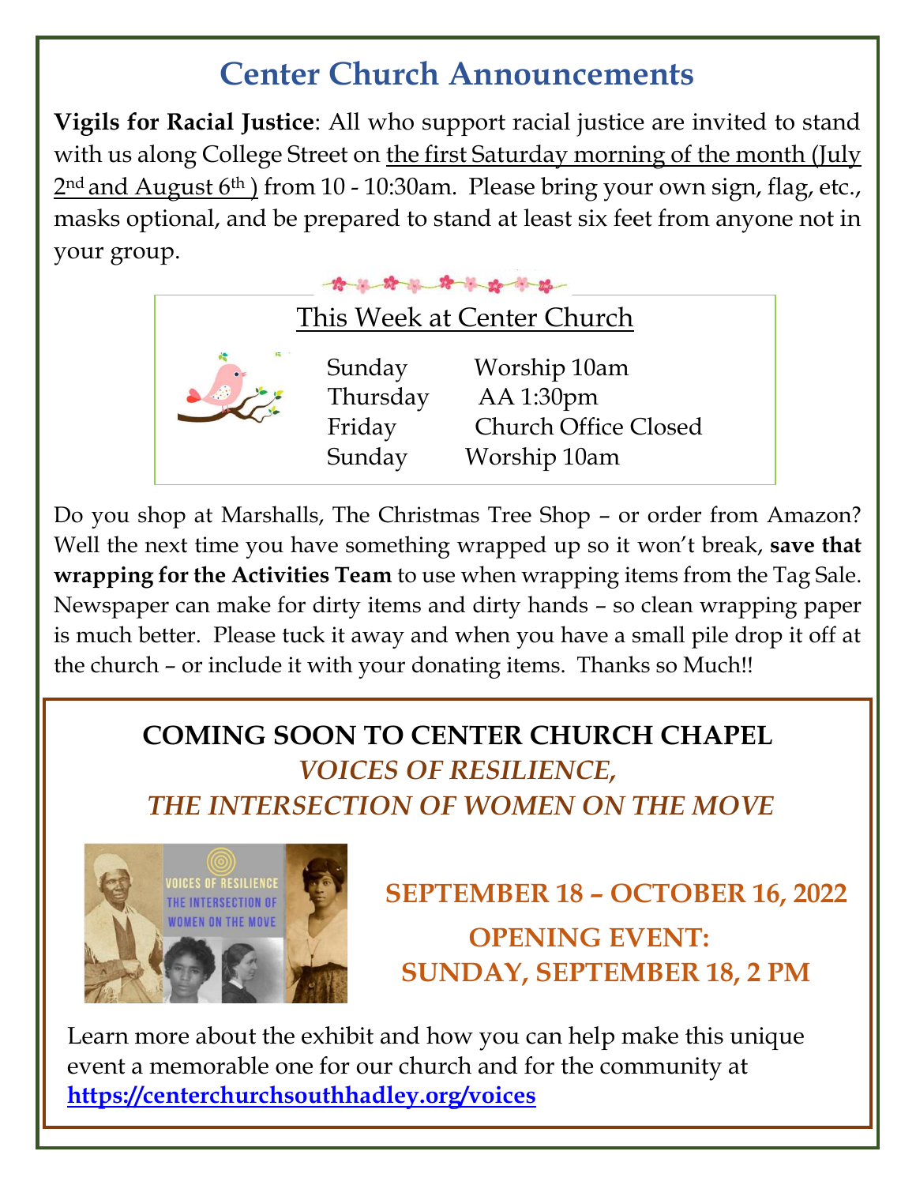# Center Church Announcements

**Vigils for Racial Justice**: All who support racial justice are invited to stand with us along College Street on the first Saturday morning of the month (July 2nd and August 6th) from 10 - 10:30am. Please bring your own sign, flag, etc., masks optional, and be prepared to stand at least six feet from anyone not in your group.

## This Week at Center Church

| | |
|---|---|
| Sunday | Worship 10am |
| Thursday | AA 1:30pm |
| Friday | Church Office Closed |
| Sunday | Worship 10am |

Do you shop at Marshalls, The Christmas Tree Shop – or order from Amazon? Well the next time you have something wrapped up so it won't break, **save that wrapping for the Activities Team** to use when wrapping items from the Tag Sale. Newspaper can make for dirty items and dirty hands – so clean wrapping paper is much better. Please tuck it away and when you have a small pile drop it off at the church – or include it with your donating items. Thanks so Much!!

## COMING SOON TO CENTER CHURCH CHAPEL

### *VOICES OF RESILIENCE, THE INTERSECTION OF WOMEN ON THE MOVE*

VOICES OF RESILIENCE THE INTERSECTION OF WOMEN ON THE MOVE

**SEPTEMBER 18 – OCTOBER 16, 2022**

**OPENING EVENT: SUNDAY, SEPTEMBER 18, 2 PM**

Learn more about the exhibit and how you can help make this unique event a memorable one for our church and for the community at **https://centerchurchsouthhadley.org/voices**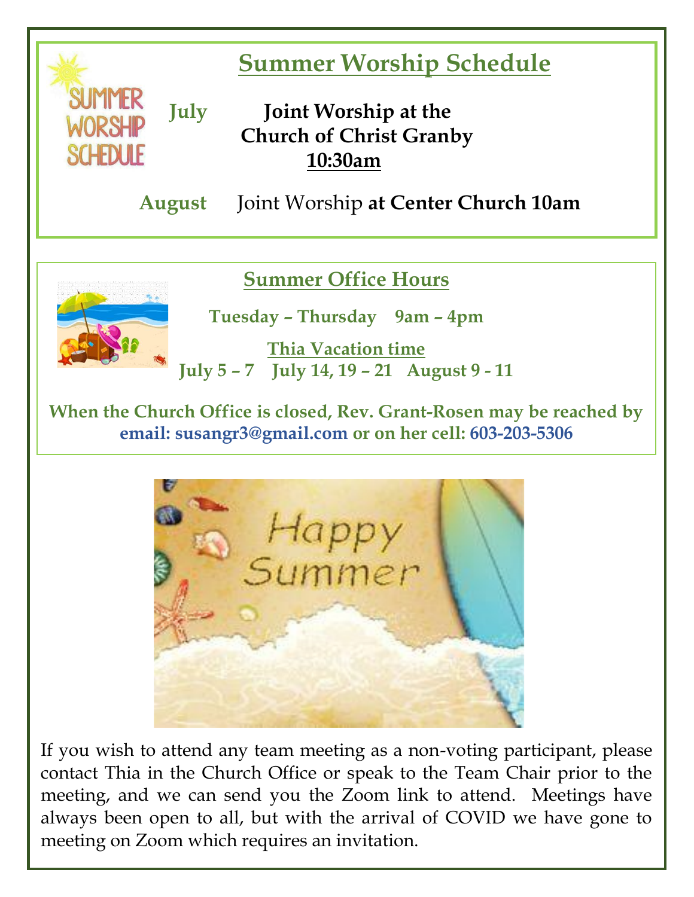## Summer Worship Schedule

**July** — **Joint Worship at the Church of Christ Granby 10:30am**

**August** — Joint Worship **at Center Church 10am**

## Summer Office Hours

**Tuesday – Thursday 9am – 4pm**

**Thia Vacation time**

**July 5 – 7 July 14, 19 – 21 August 9 - 11**

**When the Church Office is closed, Rev. Grant-Rosen may be reached by email: susangr3@gmail.com or on her cell: 603-203-5306**

If you wish to attend any team meeting as a non-voting participant, please contact Thia in the Church Office or speak to the Team Chair prior to the meeting, and we can send you the Zoom link to attend. Meetings have always been open to all, but with the arrival of COVID we have gone to meeting on Zoom which requires an invitation.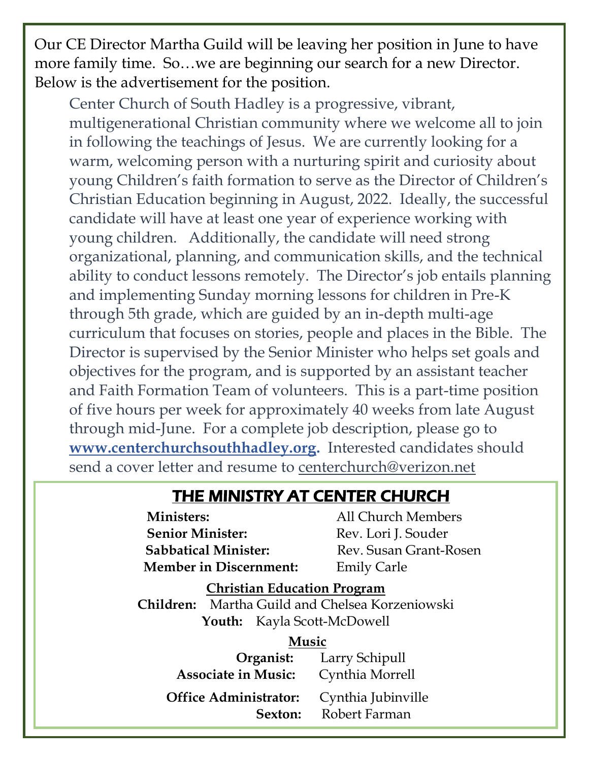Our CE Director Martha Guild will be leaving her position in June to have more family time. So…we are beginning our search for a new Director. Below is the advertisement for the position.

> Center Church of South Hadley is a progressive, vibrant, multigenerational Christian community where we welcome all to join in following the teachings of Jesus. We are currently looking for a warm, welcoming person with a nurturing spirit and curiosity about young Children's faith formation to serve as the Director of Children's Christian Education beginning in August, 2022. Ideally, the successful candidate will have at least one year of experience working with young children. Additionally, the candidate will need strong organizational, planning, and communication skills, and the technical ability to conduct lessons remotely. The Director's job entails planning and implementing Sunday morning lessons for children in Pre-K through 5th grade, which are guided by an in-depth multi-age curriculum that focuses on stories, people and places in the Bible. The Director is supervised by the Senior Minister who helps set goals and objectives for the program, and is supported by an assistant teacher and Faith Formation Team of volunteers. This is a part-time position of five hours per week for approximately 40 weeks from late August through mid-June. For a complete job description, please go to **www.centerchurchsouthhadley.org.** Interested candidates should send a cover letter and resume to centerchurch@verizon.net

## THE MINISTRY AT CENTER CHURCH

**Ministers:** All Church Members
**Senior Minister:** Rev. Lori J. Souder
**Sabbatical Minister:** Rev. Susan Grant-Rosen
**Member in Discernment:** Emily Carle

**Christian Education Program**

**Children:** Martha Guild and Chelsea Korzeniowski
**Youth:** Kayla Scott-McDowell

**Music**

**Organist:** Larry Schipull
**Associate in Music:** Cynthia Morrell

**Office Administrator:** Cynthia Jubinville
**Sexton:** Robert Farman